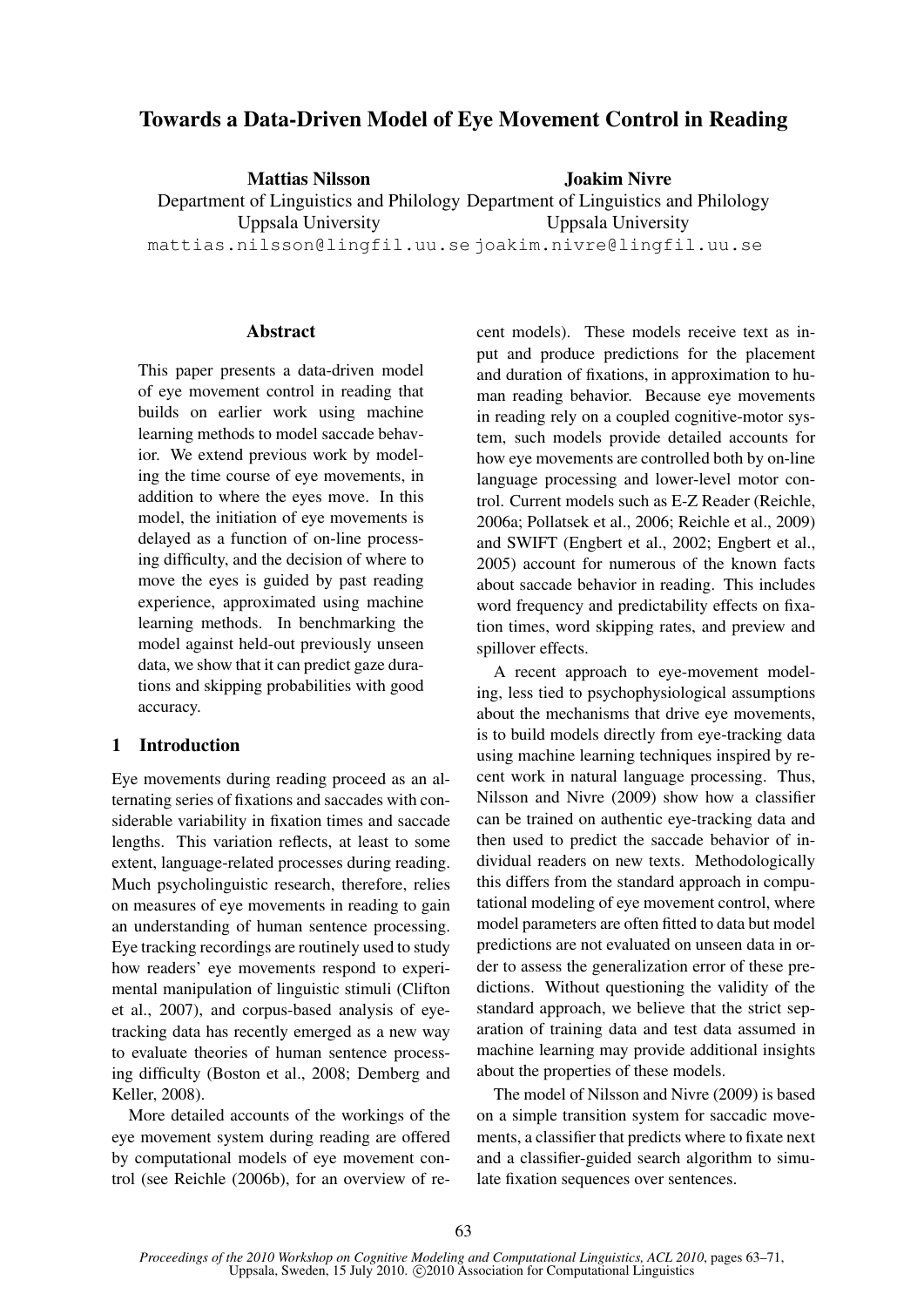# Towards a Data-Driven Model of Eye Movement Control in Reading

**Mattias Nilsson**
Department of Linguistics and Philology
Uppsala University
mattias.nilsson@lingfil.uu.se

**Joakim Nivre**
Department of Linguistics and Philology
Uppsala University
joakim.nivre@lingfil.uu.se

## Abstract

This paper presents a data-driven model of eye movement control in reading that builds on earlier work using machine learning methods to model saccade behavior. We extend previous work by modeling the time course of eye movements, in addition to where the eyes move. In this model, the initiation of eye movements is delayed as a function of on-line processing difficulty, and the decision of where to move the eyes is guided by past reading experience, approximated using machine learning methods. In benchmarking the model against held-out previously unseen data, we show that it can predict gaze durations and skipping probabilities with good accuracy.

## 1 Introduction

Eye movements during reading proceed as an alternating series of fixations and saccades with considerable variability in fixation times and saccade lengths. This variation reflects, at least to some extent, language-related processes during reading. Much psycholinguistic research, therefore, relies on measures of eye movements in reading to gain an understanding of human sentence processing. Eye tracking recordings are routinely used to study how readers' eye movements respond to experimental manipulation of linguistic stimuli (Clifton et al., 2007), and corpus-based analysis of eye-tracking data has recently emerged as a new way to evaluate theories of human sentence processing difficulty (Boston et al., 2008; Demberg and Keller, 2008).

More detailed accounts of the workings of the eye movement system during reading are offered by computational models of eye movement control (see Reichle (2006b), for an overview of recent models). These models receive text as input and produce predictions for the placement and duration of fixations, in approximation to human reading behavior. Because eye movements in reading rely on a coupled cognitive-motor system, such models provide detailed accounts for how eye movements are controlled both by on-line language processing and lower-level motor control. Current models such as E-Z Reader (Reichle, 2006a; Pollatsek et al., 2006; Reichle et al., 2009) and SWIFT (Engbert et al., 2002; Engbert et al., 2005) account for numerous of the known facts about saccade behavior in reading. This includes word frequency and predictability effects on fixation times, word skipping rates, and preview and spillover effects.

A recent approach to eye-movement modeling, less tied to psychophysiological assumptions about the mechanisms that drive eye movements, is to build models directly from eye-tracking data using machine learning techniques inspired by recent work in natural language processing. Thus, Nilsson and Nivre (2009) show how a classifier can be trained on authentic eye-tracking data and then used to predict the saccade behavior of individual readers on new texts. Methodologically this differs from the standard approach in computational modeling of eye movement control, where model parameters are often fitted to data but model predictions are not evaluated on unseen data in order to assess the generalization error of these predictions. Without questioning the validity of the standard approach, we believe that the strict separation of training data and test data assumed in machine learning may provide additional insights about the properties of these models.

The model of Nilsson and Nivre (2009) is based on a simple transition system for saccadic movements, a classifier that predicts where to fixate next and a classifier-guided search algorithm to simulate fixation sequences over sentences.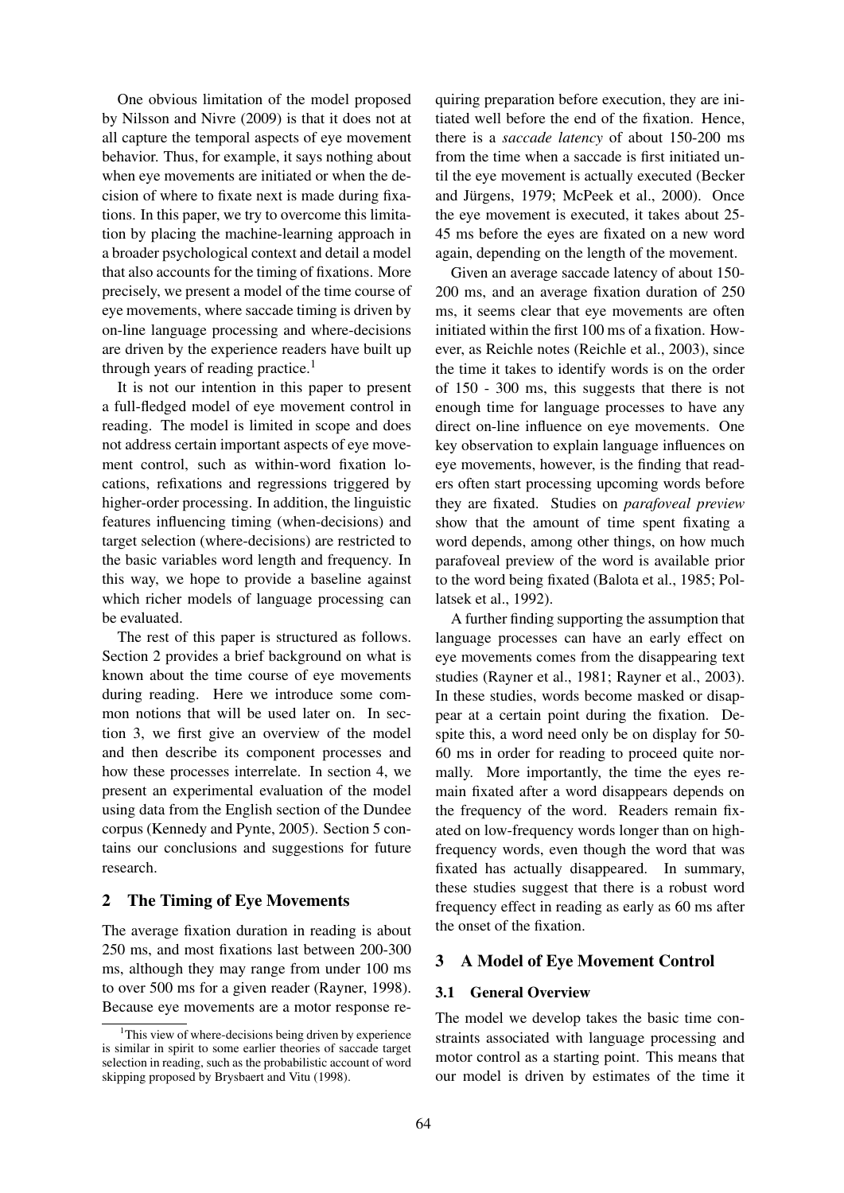One obvious limitation of the model proposed by Nilsson and Nivre (2009) is that it does not at all capture the temporal aspects of eye movement behavior. Thus, for example, it says nothing about when eye movements are initiated or when the decision of where to fixate next is made during fixations. In this paper, we try to overcome this limitation by placing the machine-learning approach in a broader psychological context and detail a model that also accounts for the timing of fixations. More precisely, we present a model of the time course of eye movements, where saccade timing is driven by on-line language processing and where-decisions are driven by the experience readers have built up through years of reading practice.[1]

It is not our intention in this paper to present a full-fledged model of eye movement control in reading. The model is limited in scope and does not address certain important aspects of eye movement control, such as within-word fixation locations, refixations and regressions triggered by higher-order processing. In addition, the linguistic features influencing timing (when-decisions) and target selection (where-decisions) are restricted to the basic variables word length and frequency. In this way, we hope to provide a baseline against which richer models of language processing can be evaluated.

The rest of this paper is structured as follows. Section 2 provides a brief background on what is known about the time course of eye movements during reading. Here we introduce some common notions that will be used later on. In section 3, we first give an overview of the model and then describe its component processes and how these processes interrelate. In section 4, we present an experimental evaluation of the model using data from the English section of the Dundee corpus (Kennedy and Pynte, 2005). Section 5 contains our conclusions and suggestions for future research.

## 2 The Timing of Eye Movements

The average fixation duration in reading is about 250 ms, and most fixations last between 200-300 ms, although they may range from under 100 ms to over 500 ms for a given reader (Rayner, 1998). Because eye movements are a motor response requiring preparation before execution, they are initiated well before the end of the fixation. Hence, there is a *saccade latency* of about 150-200 ms from the time when a saccade is first initiated until the eye movement is actually executed (Becker and Jürgens, 1979; McPeek et al., 2000). Once the eye movement is executed, it takes about 25-45 ms before the eyes are fixated on a new word again, depending on the length of the movement.

Given an average saccade latency of about 150-200 ms, and an average fixation duration of 250 ms, it seems clear that eye movements are often initiated within the first 100 ms of a fixation. However, as Reichle notes (Reichle et al., 2003), since the time it takes to identify words is on the order of 150 - 300 ms, this suggests that there is not enough time for language processes to have any direct on-line influence on eye movements. One key observation to explain language influences on eye movements, however, is the finding that readers often start processing upcoming words before they are fixated. Studies on *parafoveal preview* show that the amount of time spent fixating a word depends, among other things, on how much parafoveal preview of the word is available prior to the word being fixated (Balota et al., 1985; Pollatsek et al., 1992).

A further finding supporting the assumption that language processes can have an early effect on eye movements comes from the disappearing text studies (Rayner et al., 1981; Rayner et al., 2003). In these studies, words become masked or disappear at a certain point during the fixation. Despite this, a word need only be on display for 50-60 ms in order for reading to proceed quite normally. More importantly, the time the eyes remain fixated after a word disappears depends on the frequency of the word. Readers remain fixated on low-frequency words longer than on high-frequency words, even though the word that was fixated has actually disappeared. In summary, these studies suggest that there is a robust word frequency effect in reading as early as 60 ms after the onset of the fixation.

## 3 A Model of Eye Movement Control

### 3.1 General Overview

The model we develop takes the basic time constraints associated with language processing and motor control as a starting point. This means that our model is driven by estimates of the time it

[1] This view of where-decisions being driven by experience is similar in spirit to some earlier theories of saccade target selection in reading, such as the probabilistic account of word skipping proposed by Brysbaert and Vitu (1998).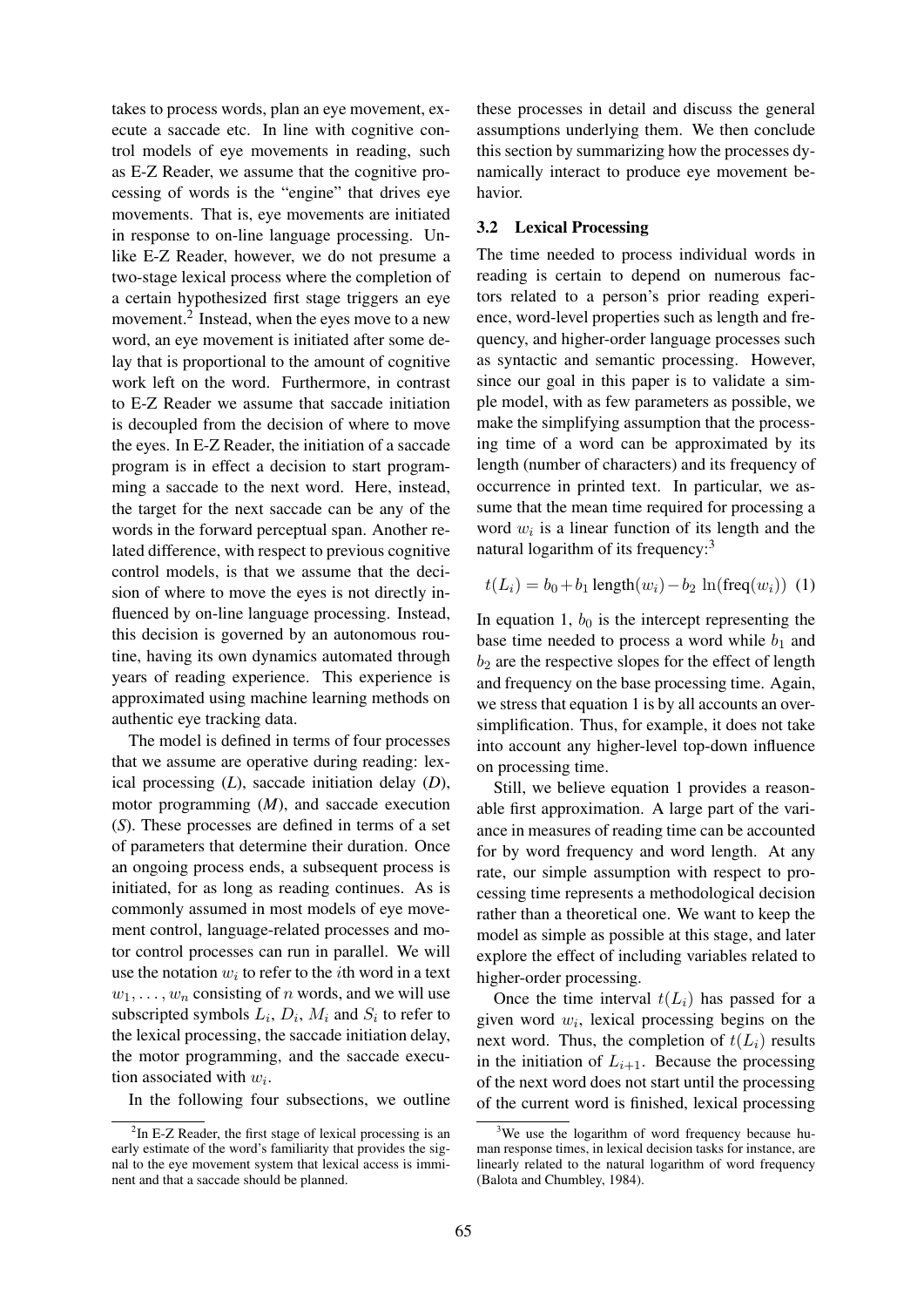takes to process words, plan an eye movement, execute a saccade etc. In line with cognitive control models of eye movements in reading, such as E-Z Reader, we assume that the cognitive processing of words is the "engine" that drives eye movements. That is, eye movements are initiated in response to on-line language processing. Unlike E-Z Reader, however, we do not presume a two-stage lexical process where the completion of a certain hypothesized first stage triggers an eye movement.[2] Instead, when the eyes move to a new word, an eye movement is initiated after some delay that is proportional to the amount of cognitive work left on the word. Furthermore, in contrast to E-Z Reader we assume that saccade initiation is decoupled from the decision of where to move the eyes. In E-Z Reader, the initiation of a saccade program is in effect a decision to start programming a saccade to the next word. Here, instead, the target for the next saccade can be any of the words in the forward perceptual span. Another related difference, with respect to previous cognitive control models, is that we assume that the decision of where to move the eyes is not directly influenced by on-line language processing. Instead, this decision is governed by an autonomous routine, having its own dynamics automated through years of reading experience. This experience is approximated using machine learning methods on authentic eye tracking data.

The model is defined in terms of four processes that we assume are operative during reading: lexical processing (*L*), saccade initiation delay (*D*), motor programming (*M*), and saccade execution (*S*). These processes are defined in terms of a set of parameters that determine their duration. Once an ongoing process ends, a subsequent process is initiated, for as long as reading continues. As is commonly assumed in most models of eye movement control, language-related processes and motor control processes can run in parallel. We will use the notation $w_i$ to refer to the $i$th word in a text $w_1, \ldots, w_n$ consisting of $n$ words, and we will use subscripted symbols $L_i$, $D_i$, $M_i$ and $S_i$ to refer to the lexical processing, the saccade initiation delay, the motor programming, and the saccade execution associated with $w_i$.

In the following four subsections, we outline these processes in detail and discuss the general assumptions underlying them. We then conclude this section by summarizing how the processes dynamically interact to produce eye movement behavior.

### 3.2 Lexical Processing

The time needed to process individual words in reading is certain to depend on numerous factors related to a person's prior reading experience, word-level properties such as length and frequency, and higher-order language processes such as syntactic and semantic processing. However, since our goal in this paper is to validate a simple model, with as few parameters as possible, we make the simplifying assumption that the processing time of a word can be approximated by its length (number of characters) and its frequency of occurrence in printed text. In particular, we assume that the mean time required for processing a word $w_i$ is a linear function of its length and the natural logarithm of its frequency:[3]

$$t(L_i) = b_0 + b_1 \, \text{length}(w_i) - b_2 \, \ln(\text{freq}(w_i)) \quad (1)$$

In equation 1, $b_0$ is the intercept representing the base time needed to process a word while $b_1$ and $b_2$ are the respective slopes for the effect of length and frequency on the base processing time. Again, we stress that equation 1 is by all accounts an oversimplification. Thus, for example, it does not take into account any higher-level top-down influence on processing time.

Still, we believe equation 1 provides a reasonable first approximation. A large part of the variance in measures of reading time can be accounted for by word frequency and word length. At any rate, our simple assumption with respect to processing time represents a methodological decision rather than a theoretical one. We want to keep the model as simple as possible at this stage, and later explore the effect of including variables related to higher-order processing.

Once the time interval $t(L_i)$ has passed for a given word $w_i$, lexical processing begins on the next word. Thus, the completion of $t(L_i)$ results in the initiation of $L_{i+1}$. Because the processing of the next word does not start until the processing of the current word is finished, lexical processing

---

[2] In E-Z Reader, the first stage of lexical processing is an early estimate of the word's familiarity that provides the signal to the eye movement system that lexical access is imminent and that a saccade should be planned.

[3] We use the logarithm of word frequency because human response times, in lexical decision tasks for instance, are linearly related to the natural logarithm of word frequency (Balota and Chumbley, 1984).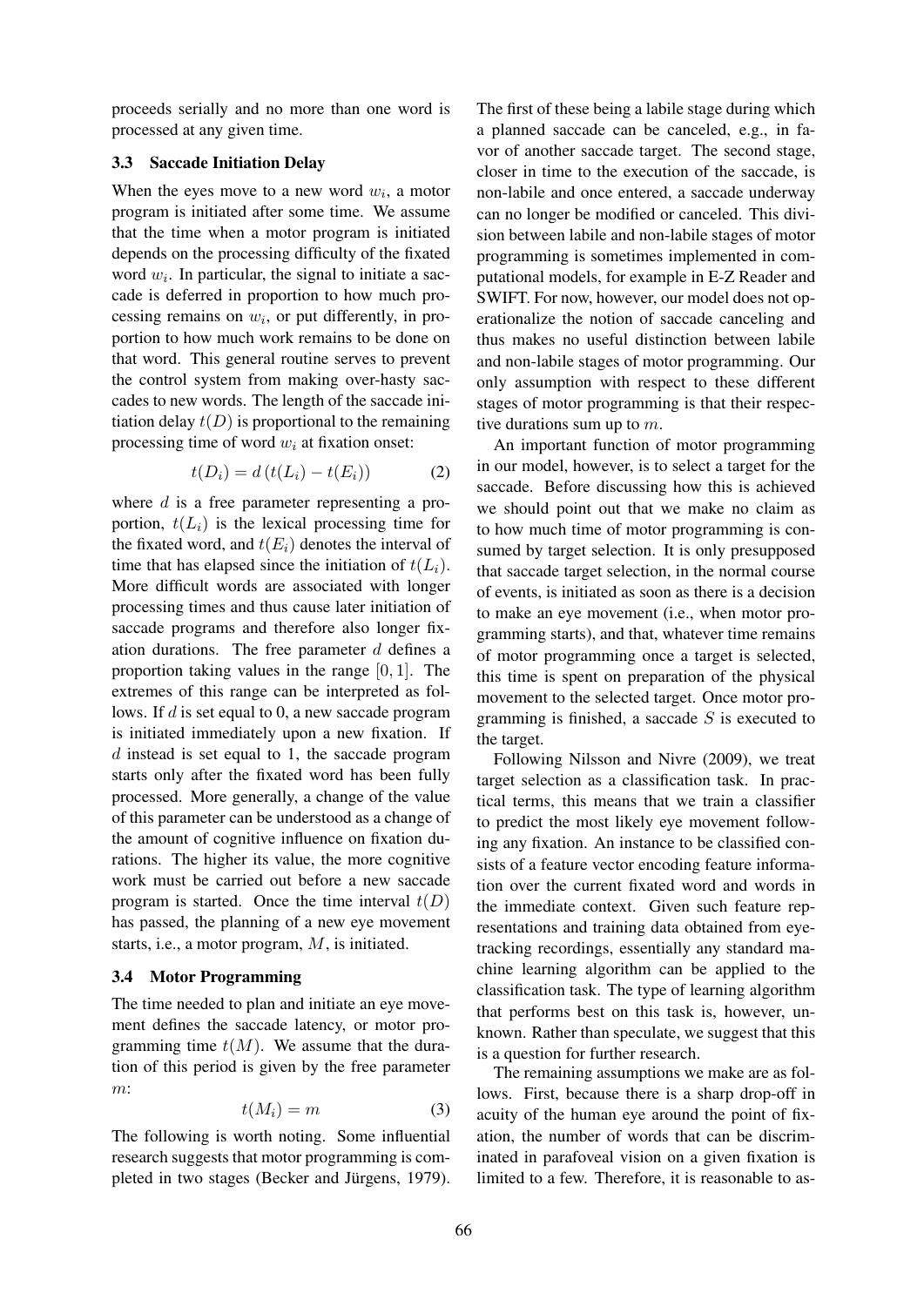proceeds serially and no more than one word is processed at any given time.

### 3.3 Saccade Initiation Delay

When the eyes move to a new word $w_i$, a motor program is initiated after some time. We assume that the time when a motor program is initiated depends on the processing difficulty of the fixated word $w_i$. In particular, the signal to initiate a saccade is deferred in proportion to how much processing remains on $w_i$, or put differently, in proportion to how much work remains to be done on that word. This general routine serves to prevent the control system from making over-hasty saccades to new words. The length of the saccade initiation delay $t(D)$ is proportional to the remaining processing time of word $w_i$ at fixation onset:

$$t(D_i) = d\,(t(L_i) - t(E_i)) \tag{2}$$

where $d$ is a free parameter representing a proportion, $t(L_i)$ is the lexical processing time for the fixated word, and $t(E_i)$ denotes the interval of time that has elapsed since the initiation of $t(L_i)$. More difficult words are associated with longer processing times and thus cause later initiation of saccade programs and therefore also longer fixation durations. The free parameter $d$ defines a proportion taking values in the range $[0, 1]$. The extremes of this range can be interpreted as follows. If $d$ is set equal to 0, a new saccade program is initiated immediately upon a new fixation. If $d$ instead is set equal to 1, the saccade program starts only after the fixated word has been fully processed. More generally, a change of the value of this parameter can be understood as a change of the amount of cognitive influence on fixation durations. The higher its value, the more cognitive work must be carried out before a new saccade program is started. Once the time interval $t(D)$ has passed, the planning of a new eye movement starts, i.e., a motor program, $M$, is initiated.

### 3.4 Motor Programming

The time needed to plan and initiate an eye movement defines the saccade latency, or motor programming time $t(M)$. We assume that the duration of this period is given by the free parameter $m$:

$$t(M_i) = m \tag{3}$$

The following is worth noting. Some influential research suggests that motor programming is completed in two stages (Becker and Jürgens, 1979). The first of these being a labile stage during which a planned saccade can be canceled, e.g., in favor of another saccade target. The second stage, closer in time to the execution of the saccade, is non-labile and once entered, a saccade underway can no longer be modified or canceled. This division between labile and non-labile stages of motor programming is sometimes implemented in computational models, for example in E-Z Reader and SWIFT. For now, however, our model does not operationalize the notion of saccade canceling and thus makes no useful distinction between labile and non-labile stages of motor programming. Our only assumption with respect to these different stages of motor programming is that their respective durations sum up to $m$.

An important function of motor programming in our model, however, is to select a target for the saccade. Before discussing how this is achieved we should point out that we make no claim as to how much time of motor programming is consumed by target selection. It is only presupposed that saccade target selection, in the normal course of events, is initiated as soon as there is a decision to make an eye movement (i.e., when motor programming starts), and that, whatever time remains of motor programming once a target is selected, this time is spent on preparation of the physical movement to the selected target. Once motor programming is finished, a saccade $S$ is executed to the target.

Following Nilsson and Nivre (2009), we treat target selection as a classification task. In practical terms, this means that we train a classifier to predict the most likely eye movement following any fixation. An instance to be classified consists of a feature vector encoding feature information over the current fixated word and words in the immediate context. Given such feature representations and training data obtained from eye-tracking recordings, essentially any standard machine learning algorithm can be applied to the classification task. The type of learning algorithm that performs best on this task is, however, unknown. Rather than speculate, we suggest that this is a question for further research.

The remaining assumptions we make are as follows. First, because there is a sharp drop-off in acuity of the human eye around the point of fixation, the number of words that can be discriminated in parafoveal vision on a given fixation is limited to a few. Therefore, it is reasonable to as-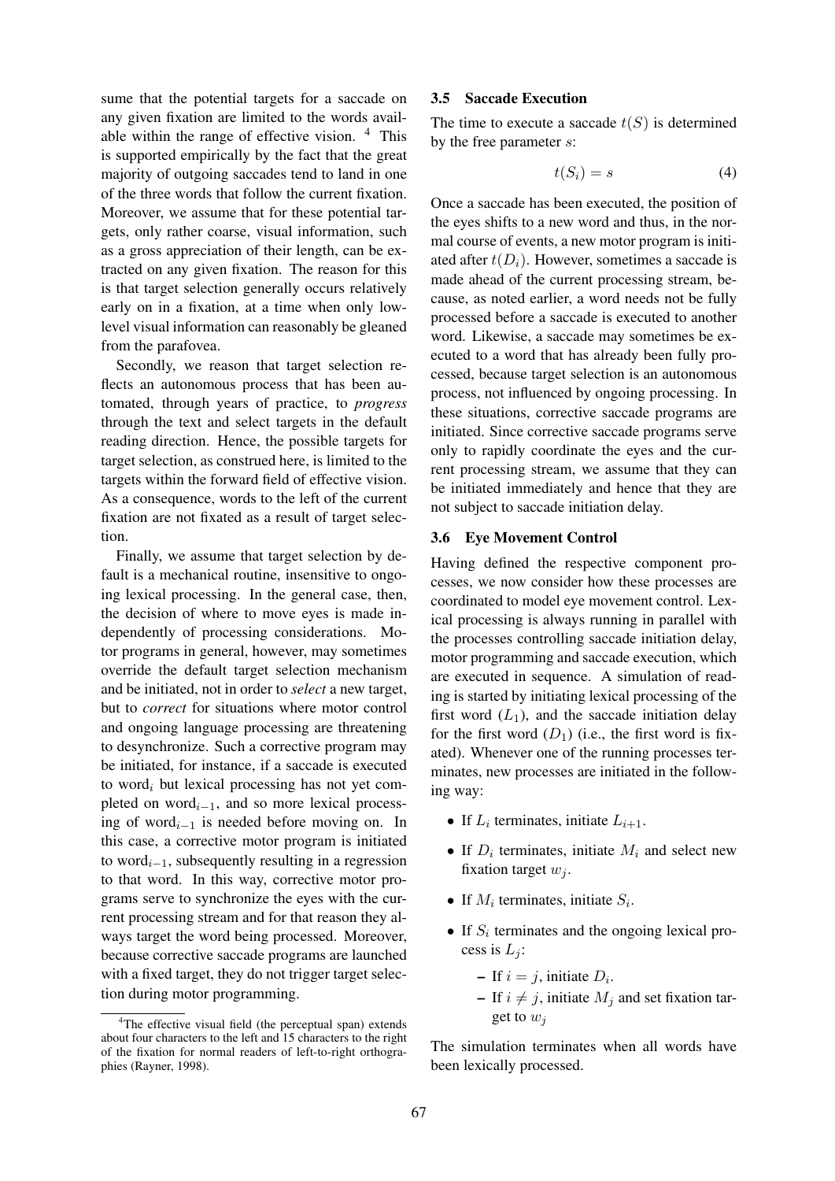sume that the potential targets for a saccade on any given fixation are limited to the words available within the range of effective vision. [4] This is supported empirically by the fact that the great majority of outgoing saccades tend to land in one of the three words that follow the current fixation. Moreover, we assume that for these potential targets, only rather coarse, visual information, such as a gross appreciation of their length, can be extracted on any given fixation. The reason for this is that target selection generally occurs relatively early on in a fixation, at a time when only low-level visual information can reasonably be gleaned from the parafovea.

Secondly, we reason that target selection reflects an autonomous process that has been automated, through years of practice, to *progress* through the text and select targets in the default reading direction. Hence, the possible targets for target selection, as construed here, is limited to the targets within the forward field of effective vision. As a consequence, words to the left of the current fixation are not fixated as a result of target selection.

Finally, we assume that target selection by default is a mechanical routine, insensitive to ongoing lexical processing. In the general case, then, the decision of where to move eyes is made independently of processing considerations. Motor programs in general, however, may sometimes override the default target selection mechanism and be initiated, not in order to *select* a new target, but to *correct* for situations where motor control and ongoing language processing are threatening to desynchronize. Such a corrective program may be initiated, for instance, if a saccade is executed to word$_i$ but lexical processing has not yet completed on word$_{i-1}$, and so more lexical processing of word$_{i-1}$ is needed before moving on. In this case, a corrective motor program is initiated to word$_{i-1}$, subsequently resulting in a regression to that word. In this way, corrective motor programs serve to synchronize the eyes with the current processing stream and for that reason they always target the word being processed. Moreover, because corrective saccade programs are launched with a fixed target, they do not trigger target selection during motor programming.

[4] The effective visual field (the perceptual span) extends about four characters to the left and 15 characters to the right of the fixation for normal readers of left-to-right orthographies (Rayner, 1998).

### 3.5 Saccade Execution

The time to execute a saccade $t(S)$ is determined by the free parameter $s$:

$$t(S_i) = s \tag{4}$$

Once a saccade has been executed, the position of the eyes shifts to a new word and thus, in the normal course of events, a new motor program is initiated after $t(D_i)$. However, sometimes a saccade is made ahead of the current processing stream, because, as noted earlier, a word needs not be fully processed before a saccade is executed to another word. Likewise, a saccade may sometimes be executed to a word that has already been fully processed, because target selection is an autonomous process, not influenced by ongoing processing. In these situations, corrective saccade programs are initiated. Since corrective saccade programs serve only to rapidly coordinate the eyes and the current processing stream, we assume that they can be initiated immediately and hence that they are not subject to saccade initiation delay.

### 3.6 Eye Movement Control

Having defined the respective component processes, we now consider how these processes are coordinated to model eye movement control. Lexical processing is always running in parallel with the processes controlling saccade initiation delay, motor programming and saccade execution, which are executed in sequence. A simulation of reading is started by initiating lexical processing of the first word ($L_1$), and the saccade initiation delay for the first word ($D_1$) (i.e., the first word is fixated). Whenever one of the running processes terminates, new processes are initiated in the following way:

- If $L_i$ terminates, initiate $L_{i+1}$.
- If $D_i$ terminates, initiate $M_i$ and select new fixation target $w_j$.
- If $M_i$ terminates, initiate $S_i$.
- If $S_i$ terminates and the ongoing lexical process is $L_j$:
  - If $i = j$, initiate $D_i$.
  - If $i \neq j$, initiate $M_j$ and set fixation target to $w_j$

The simulation terminates when all words have been lexically processed.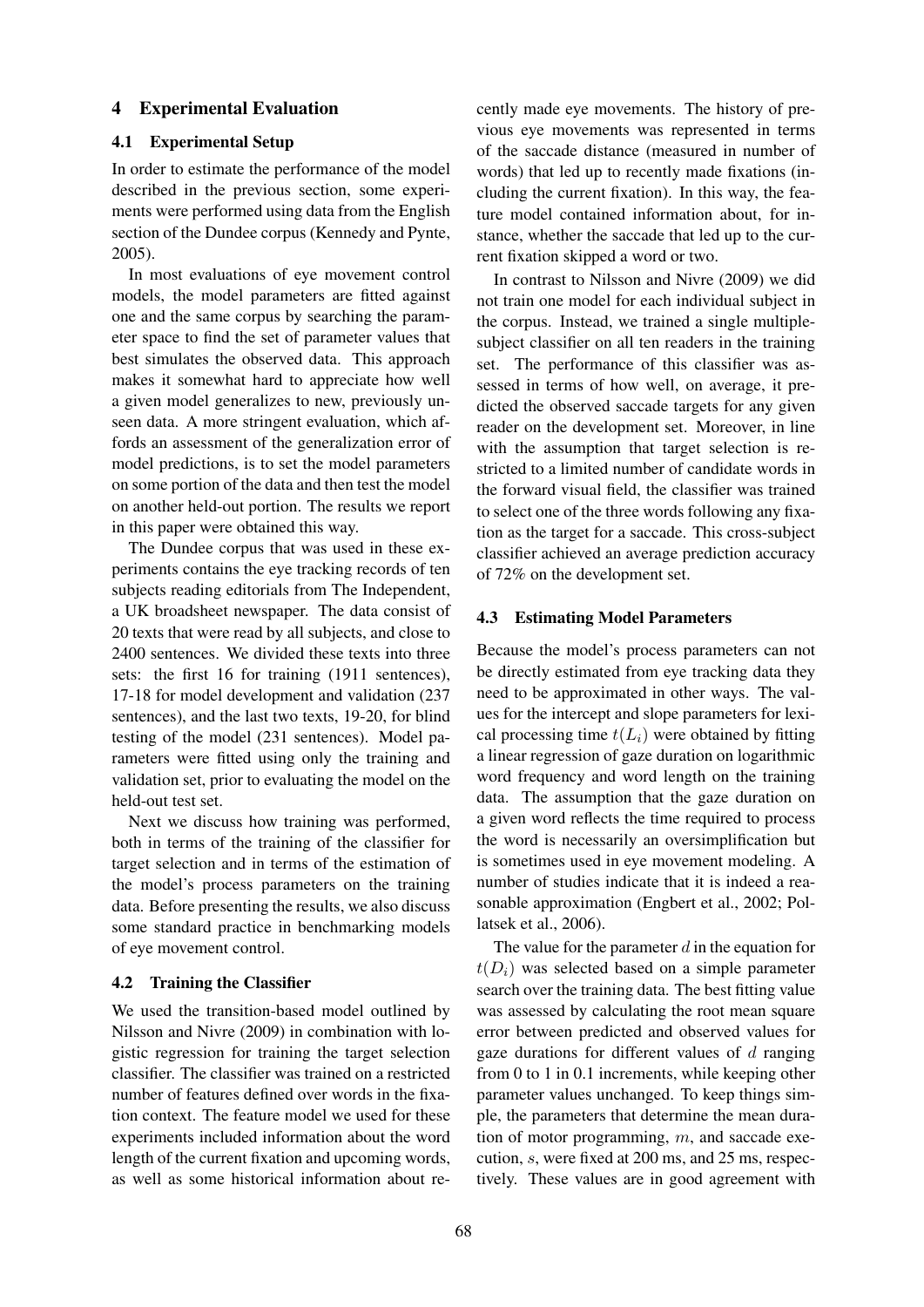## 4 Experimental Evaluation

### 4.1 Experimental Setup

In order to estimate the performance of the model described in the previous section, some experiments were performed using data from the English section of the Dundee corpus (Kennedy and Pynte, 2005).

In most evaluations of eye movement control models, the model parameters are fitted against one and the same corpus by searching the parameter space to find the set of parameter values that best simulates the observed data. This approach makes it somewhat hard to appreciate how well a given model generalizes to new, previously unseen data. A more stringent evaluation, which affords an assessment of the generalization error of model predictions, is to set the model parameters on some portion of the data and then test the model on another held-out portion. The results we report in this paper were obtained this way.

The Dundee corpus that was used in these experiments contains the eye tracking records of ten subjects reading editorials from The Independent, a UK broadsheet newspaper. The data consist of 20 texts that were read by all subjects, and close to 2400 sentences. We divided these texts into three sets: the first 16 for training (1911 sentences), 17-18 for model development and validation (237 sentences), and the last two texts, 19-20, for blind testing of the model (231 sentences). Model parameters were fitted using only the training and validation set, prior to evaluating the model on the held-out test set.

Next we discuss how training was performed, both in terms of the training of the classifier for target selection and in terms of the estimation of the model's process parameters on the training data. Before presenting the results, we also discuss some standard practice in benchmarking models of eye movement control.

### 4.2 Training the Classifier

We used the transition-based model outlined by Nilsson and Nivre (2009) in combination with logistic regression for training the target selection classifier. The classifier was trained on a restricted number of features defined over words in the fixation context. The feature model we used for these experiments included information about the word length of the current fixation and upcoming words, as well as some historical information about recently made eye movements. The history of previous eye movements was represented in terms of the saccade distance (measured in number of words) that led up to recently made fixations (including the current fixation). In this way, the feature model contained information about, for instance, whether the saccade that led up to the current fixation skipped a word or two.

In contrast to Nilsson and Nivre (2009) we did not train one model for each individual subject in the corpus. Instead, we trained a single multiple-subject classifier on all ten readers in the training set. The performance of this classifier was assessed in terms of how well, on average, it predicted the observed saccade targets for any given reader on the development set. Moreover, in line with the assumption that target selection is restricted to a limited number of candidate words in the forward visual field, the classifier was trained to select one of the three words following any fixation as the target for a saccade. This cross-subject classifier achieved an average prediction accuracy of 72% on the development set.

### 4.3 Estimating Model Parameters

Because the model's process parameters can not be directly estimated from eye tracking data they need to be approximated in other ways. The values for the intercept and slope parameters for lexical processing time $t(L_i)$ were obtained by fitting a linear regression of gaze duration on logarithmic word frequency and word length on the training data. The assumption that the gaze duration on a given word reflects the time required to process the word is necessarily an oversimplification but is sometimes used in eye movement modeling. A number of studies indicate that it is indeed a reasonable approximation (Engbert et al., 2002; Pollatsek et al., 2006).

The value for the parameter $d$ in the equation for $t(D_i)$ was selected based on a simple parameter search over the training data. The best fitting value was assessed by calculating the root mean square error between predicted and observed values for gaze durations for different values of $d$ ranging from 0 to 1 in 0.1 increments, while keeping other parameter values unchanged. To keep things simple, the parameters that determine the mean duration of motor programming, $m$, and saccade execution, $s$, were fixed at 200 ms, and 25 ms, respectively. These values are in good agreement with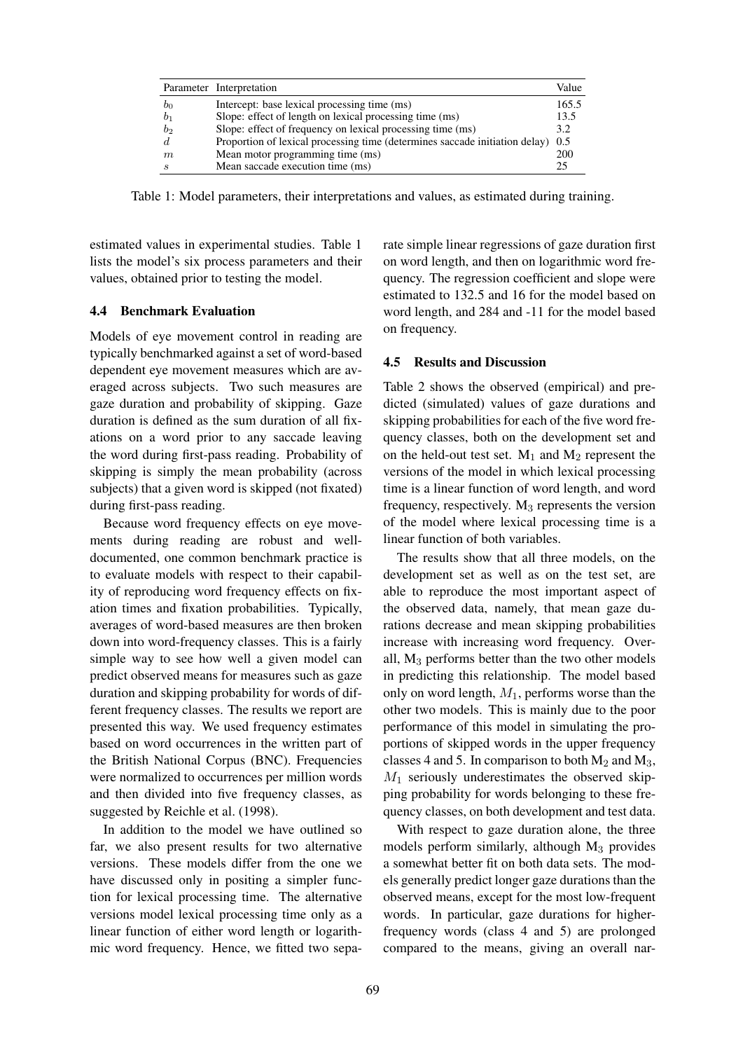| Parameter | Interpretation | Value |
|---|---|---|
| $b_0$ | Intercept: base lexical processing time (ms) | 165.5 |
| $b_1$ | Slope: effect of length on lexical processing time (ms) | 13.5 |
| $b_2$ | Slope: effect of frequency on lexical processing time (ms) | 3.2 |
| $d$ | Proportion of lexical processing time (determines saccade initiation delay) | 0.5 |
| $m$ | Mean motor programming time (ms) | 200 |
| $s$ | Mean saccade execution time (ms) | 25 |

Table 1: Model parameters, their interpretations and values, as estimated during training.

estimated values in experimental studies. Table 1 lists the model's six process parameters and their values, obtained prior to testing the model.

### 4.4 Benchmark Evaluation

Models of eye movement control in reading are typically benchmarked against a set of word-based dependent eye movement measures which are averaged across subjects. Two such measures are gaze duration and probability of skipping. Gaze duration is defined as the sum duration of all fixations on a word prior to any saccade leaving the word during first-pass reading. Probability of skipping is simply the mean probability (across subjects) that a given word is skipped (not fixated) during first-pass reading.

Because word frequency effects on eye movements during reading are robust and well-documented, one common benchmark practice is to evaluate models with respect to their capability of reproducing word frequency effects on fixation times and fixation probabilities. Typically, averages of word-based measures are then broken down into word-frequency classes. This is a fairly simple way to see how well a given model can predict observed means for measures such as gaze duration and skipping probability for words of different frequency classes. The results we report are presented this way. We used frequency estimates based on word occurrences in the written part of the British National Corpus (BNC). Frequencies were normalized to occurrences per million words and then divided into five frequency classes, as suggested by Reichle et al. (1998).

In addition to the model we have outlined so far, we also present results for two alternative versions. These models differ from the one we have discussed only in positing a simpler function for lexical processing time. The alternative versions model lexical processing time only as a linear function of either word length or logarithmic word frequency. Hence, we fitted two separate simple linear regressions of gaze duration first on word length, and then on logarithmic word frequency. The regression coefficient and slope were estimated to 132.5 and 16 for the model based on word length, and 284 and -11 for the model based on frequency.

### 4.5 Results and Discussion

Table 2 shows the observed (empirical) and predicted (simulated) values of gaze durations and skipping probabilities for each of the five word frequency classes, both on the development set and on the held-out test set. $M_1$ and $M_2$ represent the versions of the model in which lexical processing time is a linear function of word length, and word frequency, respectively. $M_3$ represents the version of the model where lexical processing time is a linear function of both variables.

The results show that all three models, on the development set as well as on the test set, are able to reproduce the most important aspect of the observed data, namely, that mean gaze durations decrease and mean skipping probabilities increase with increasing word frequency. Overall, $M_3$ performs better than the two other models in predicting this relationship. The model based only on word length, $M_1$, performs worse than the other two models. This is mainly due to the poor performance of this model in simulating the proportions of skipped words in the upper frequency classes 4 and 5. In comparison to both $M_2$ and $M_3$, $M_1$ seriously underestimates the observed skipping probability for words belonging to these frequency classes, on both development and test data.

With respect to gaze duration alone, the three models perform similarly, although $M_3$ provides a somewhat better fit on both data sets. The models generally predict longer gaze durations than the observed means, except for the most low-frequent words. In particular, gaze durations for higher-frequency words (class 4 and 5) are prolonged compared to the means, giving an overall nar-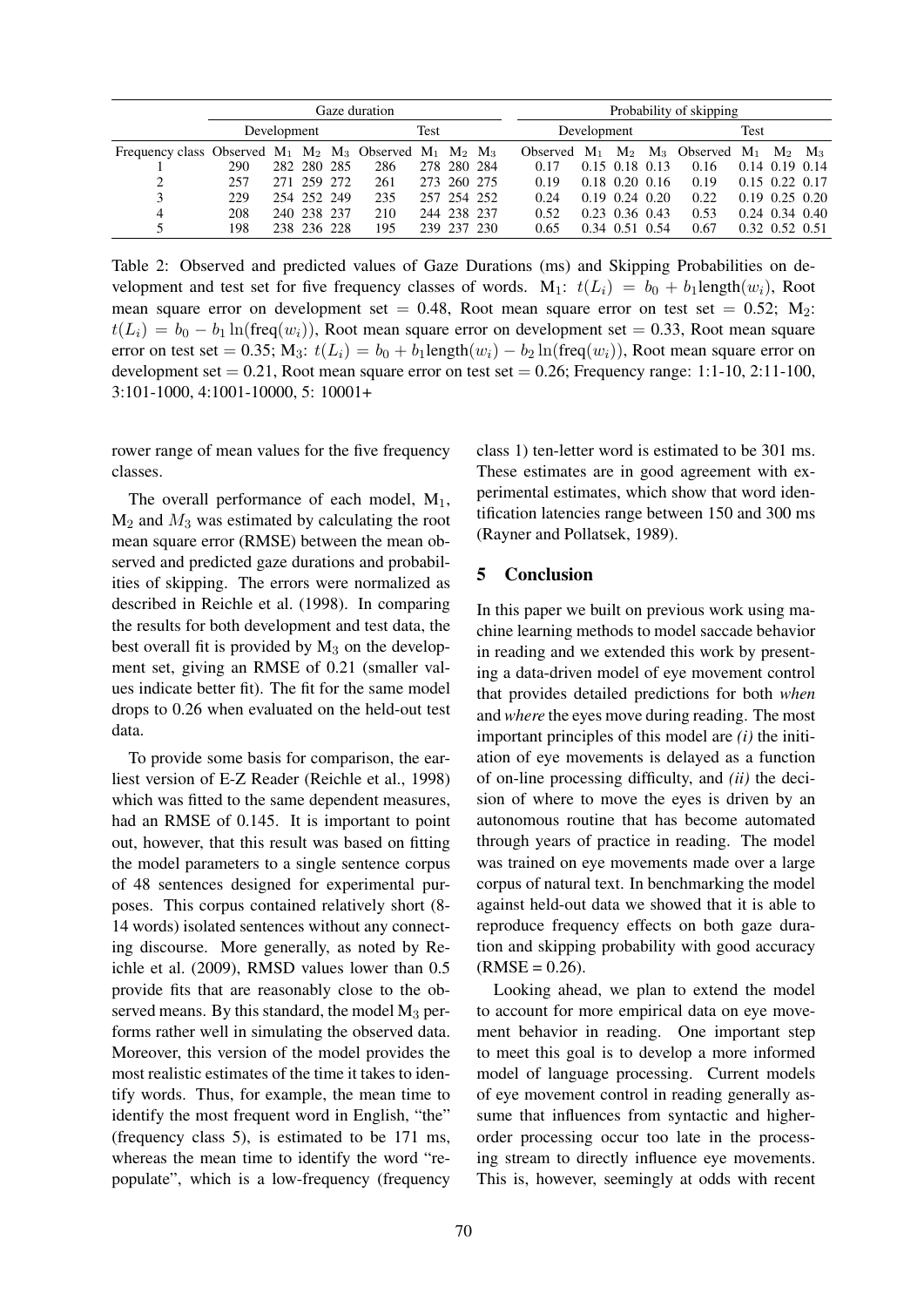| | Gaze duration | | | | | | | | Probability of skipping | | | | | | | |
|---|---|---|---|---|---|---|---|---|---|---|---|---|---|---|---|---|
| | Development | | | | Test | | | | Development | | | | Test | | | |
| Frequency class | Observed | $M_1$ | $M_2$ | $M_3$ | Observed | $M_1$ | $M_2$ | $M_3$ | Observed | $M_1$ | $M_2$ | $M_3$ | Observed | $M_1$ | $M_2$ | $M_3$ |
| 1 | 290 | 282 | 280 | 285 | 286 | 278 | 280 | 284 | 0.17 | 0.15 | 0.18 | 0.13 | 0.16 | 0.14 | 0.19 | 0.14 |
| 2 | 257 | 271 | 259 | 272 | 261 | 273 | 260 | 275 | 0.19 | 0.18 | 0.20 | 0.16 | 0.19 | 0.15 | 0.22 | 0.17 |
| 3 | 229 | 254 | 252 | 249 | 235 | 257 | 254 | 252 | 0.24 | 0.19 | 0.24 | 0.20 | 0.22 | 0.19 | 0.25 | 0.20 |
| 4 | 208 | 240 | 238 | 237 | 210 | 244 | 238 | 237 | 0.52 | 0.23 | 0.36 | 0.43 | 0.53 | 0.24 | 0.34 | 0.40 |
| 5 | 198 | 238 | 236 | 228 | 195 | 239 | 237 | 230 | 0.65 | 0.34 | 0.51 | 0.54 | 0.67 | 0.32 | 0.52 | 0.51 |

Table 2: Observed and predicted values of Gaze Durations (ms) and Skipping Probabilities on development and test set for five frequency classes of words. $M_1$: $t(L_i) = b_0 + b_1 \text{length}(w_i)$, Root mean square error on development set = 0.48, Root mean square error on test set = 0.52; $M_2$: $t(L_i) = b_0 - b_1 \ln(\text{freq}(w_i))$, Root mean square error on development set = 0.33, Root mean square error on test set = 0.35; $M_3$: $t(L_i) = b_0 + b_1 \text{length}(w_i) - b_2 \ln(\text{freq}(w_i))$, Root mean square error on development set = 0.21, Root mean square error on test set = 0.26; Frequency range: 1:1-10, 2:11-100, 3:101-1000, 4:1001-10000, 5: 10001+

rower range of mean values for the five frequency classes.

The overall performance of each model, $M_1$, $M_2$ and $M_3$ was estimated by calculating the root mean square error (RMSE) between the mean observed and predicted gaze durations and probabilities of skipping. The errors were normalized as described in Reichle et al. (1998). In comparing the results for both development and test data, the best overall fit is provided by $M_3$ on the development set, giving an RMSE of 0.21 (smaller values indicate better fit). The fit for the same model drops to 0.26 when evaluated on the held-out test data.

To provide some basis for comparison, the earliest version of E-Z Reader (Reichle et al., 1998) which was fitted to the same dependent measures, had an RMSE of 0.145. It is important to point out, however, that this result was based on fitting the model parameters to a single sentence corpus of 48 sentences designed for experimental purposes. This corpus contained relatively short (8-14 words) isolated sentences without any connecting discourse. More generally, as noted by Reichle et al. (2009), RMSD values lower than 0.5 provide fits that are reasonably close to the observed means. By this standard, the model $M_3$ performs rather well in simulating the observed data. Moreover, this version of the model provides the most realistic estimates of the time it takes to identify words. Thus, for example, the mean time to identify the most frequent word in English, "the" (frequency class 5), is estimated to be 171 ms, whereas the mean time to identify the word "repopulate", which is a low-frequency (frequency class 1) ten-letter word is estimated to be 301 ms. These estimates are in good agreement with experimental estimates, which show that word identification latencies range between 150 and 300 ms (Rayner and Pollatsek, 1989).

## 5 Conclusion

In this paper we built on previous work using machine learning methods to model saccade behavior in reading and we extended this work by presenting a data-driven model of eye movement control that provides detailed predictions for both *when* and *where* the eyes move during reading. The most important principles of this model are *(i)* the initiation of eye movements is delayed as a function of on-line processing difficulty, and *(ii)* the decision of where to move the eyes is driven by an autonomous routine that has become automated through years of practice in reading. The model was trained on eye movements made over a large corpus of natural text. In benchmarking the model against held-out data we showed that it is able to reproduce frequency effects on both gaze duration and skipping probability with good accuracy (RMSE = 0.26).

Looking ahead, we plan to extend the model to account for more empirical data on eye movement behavior in reading. One important step to meet this goal is to develop a more informed model of language processing. Current models of eye movement control in reading generally assume that influences from syntactic and higher-order processing occur too late in the processing stream to directly influence eye movements. This is, however, seemingly at odds with recent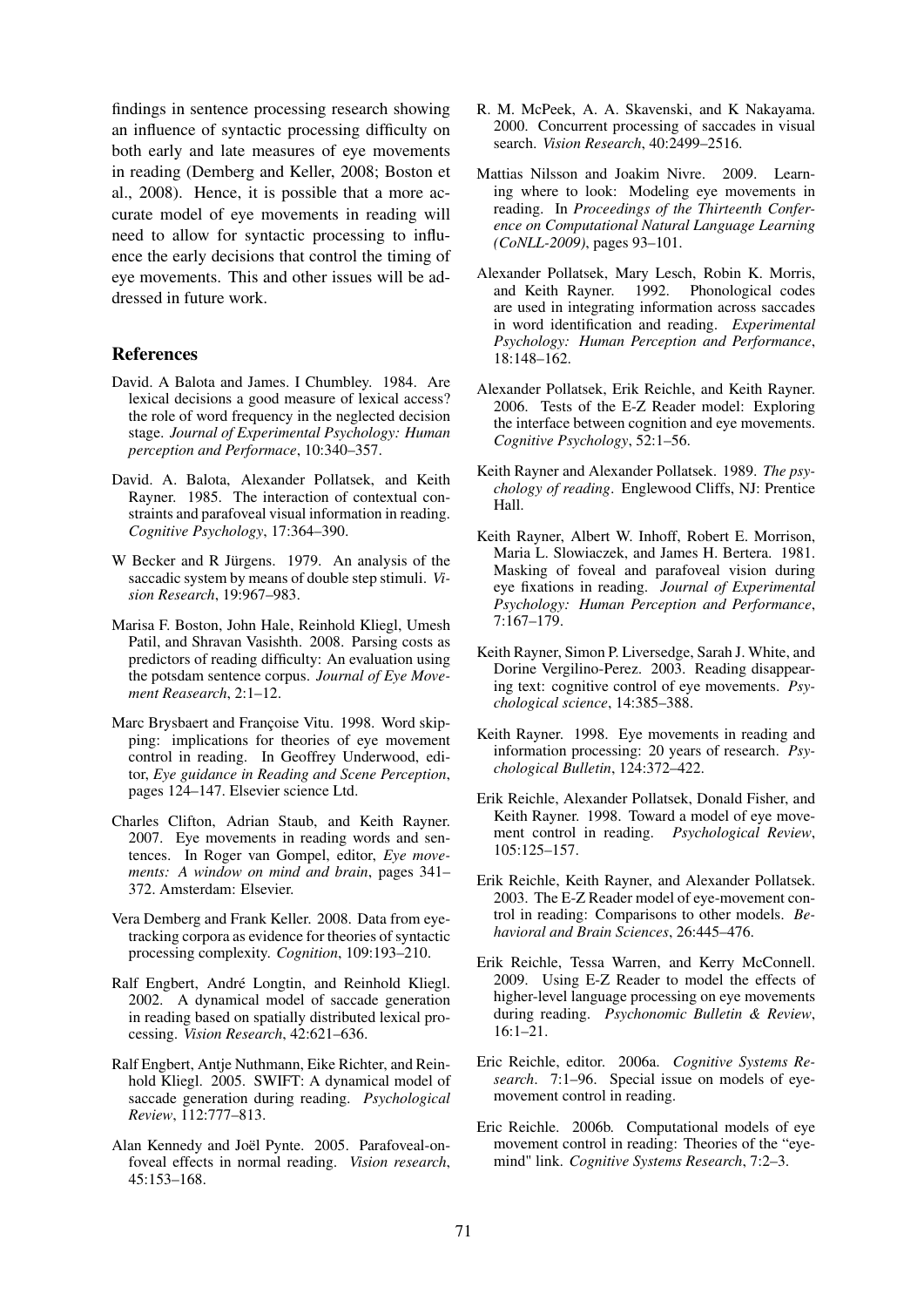findings in sentence processing research showing an influence of syntactic processing difficulty on both early and late measures of eye movements in reading (Demberg and Keller, 2008; Boston et al., 2008). Hence, it is possible that a more accurate model of eye movements in reading will need to allow for syntactic processing to influence the early decisions that control the timing of eye movements. This and other issues will be addressed in future work.

## References

David. A Balota and James. I Chumbley. 1984. Are lexical decisions a good measure of lexical access? the role of word frequency in the neglected decision stage. *Journal of Experimental Psychology: Human perception and Performace*, 10:340–357.

David. A. Balota, Alexander Pollatsek, and Keith Rayner. 1985. The interaction of contextual constraints and parafoveal visual information in reading. *Cognitive Psychology*, 17:364–390.

W Becker and R Jürgens. 1979. An analysis of the saccadic system by means of double step stimuli. *Vision Research*, 19:967–983.

Marisa F. Boston, John Hale, Reinhold Kliegl, Umesh Patil, and Shravan Vasishth. 2008. Parsing costs as predictors of reading difficulty: An evaluation using the potsdam sentence corpus. *Journal of Eye Movement Reasearch*, 2:1–12.

Marc Brysbaert and Françoise Vitu. 1998. Word skipping: implications for theories of eye movement control in reading. In Geoffrey Underwood, editor, *Eye guidance in Reading and Scene Perception*, pages 124–147. Elsevier science Ltd.

Charles Clifton, Adrian Staub, and Keith Rayner. 2007. Eye movements in reading words and sentences. In Roger van Gompel, editor, *Eye movements: A window on mind and brain*, pages 341–372. Amsterdam: Elsevier.

Vera Demberg and Frank Keller. 2008. Data from eye-tracking corpora as evidence for theories of syntactic processing complexity. *Cognition*, 109:193–210.

Ralf Engbert, André Longtin, and Reinhold Kliegl. 2002. A dynamical model of saccade generation in reading based on spatially distributed lexical processing. *Vision Research*, 42:621–636.

Ralf Engbert, Antje Nuthmann, Eike Richter, and Reinhold Kliegl. 2005. SWIFT: A dynamical model of saccade generation during reading. *Psychological Review*, 112:777–813.

Alan Kennedy and Joël Pynte. 2005. Parafoveal-on-foveal effects in normal reading. *Vision research*, 45:153–168.

R. M. McPeek, A. A. Skavenski, and K Nakayama. 2000. Concurrent processing of saccades in visual search. *Vision Research*, 40:2499–2516.

Mattias Nilsson and Joakim Nivre. 2009. Learning where to look: Modeling eye movements in reading. In *Proceedings of the Thirteenth Conference on Computational Natural Language Learning (CoNLL-2009)*, pages 93–101.

Alexander Pollatsek, Mary Lesch, Robin K. Morris, and Keith Rayner. 1992. Phonological codes are used in integrating information across saccades in word identification and reading. *Experimental Psychology: Human Perception and Performance*, 18:148–162.

Alexander Pollatsek, Erik Reichle, and Keith Rayner. 2006. Tests of the E-Z Reader model: Exploring the interface between cognition and eye movements. *Cognitive Psychology*, 52:1–56.

Keith Rayner and Alexander Pollatsek. 1989. *The psychology of reading*. Englewood Cliffs, NJ: Prentice Hall.

Keith Rayner, Albert W. Inhoff, Robert E. Morrison, Maria L. Slowiaczek, and James H. Bertera. 1981. Masking of foveal and parafoveal vision during eye fixations in reading. *Journal of Experimental Psychology: Human Perception and Performance*, 7:167–179.

Keith Rayner, Simon P. Liversedge, Sarah J. White, and Dorine Vergilino-Perez. 2003. Reading disappearing text: cognitive control of eye movements. *Psychological science*, 14:385–388.

Keith Rayner. 1998. Eye movements in reading and information processing: 20 years of research. *Psychological Bulletin*, 124:372–422.

Erik Reichle, Alexander Pollatsek, Donald Fisher, and Keith Rayner. 1998. Toward a model of eye movement control in reading. *Psychological Review*, 105:125–157.

Erik Reichle, Keith Rayner, and Alexander Pollatsek. 2003. The E-Z Reader model of eye-movement control in reading: Comparisons to other models. *Behavioral and Brain Sciences*, 26:445–476.

Erik Reichle, Tessa Warren, and Kerry McConnell. 2009. Using E-Z Reader to model the effects of higher-level language processing on eye movements during reading. *Psychonomic Bulletin & Review*, 16:1–21.

Eric Reichle, editor. 2006a. *Cognitive Systems Research*. 7:1–96. Special issue on models of eye-movement control in reading.

Eric Reichle. 2006b. Computational models of eye movement control in reading: Theories of the "eye-mind" link. *Cognitive Systems Research*, 7:2–3.